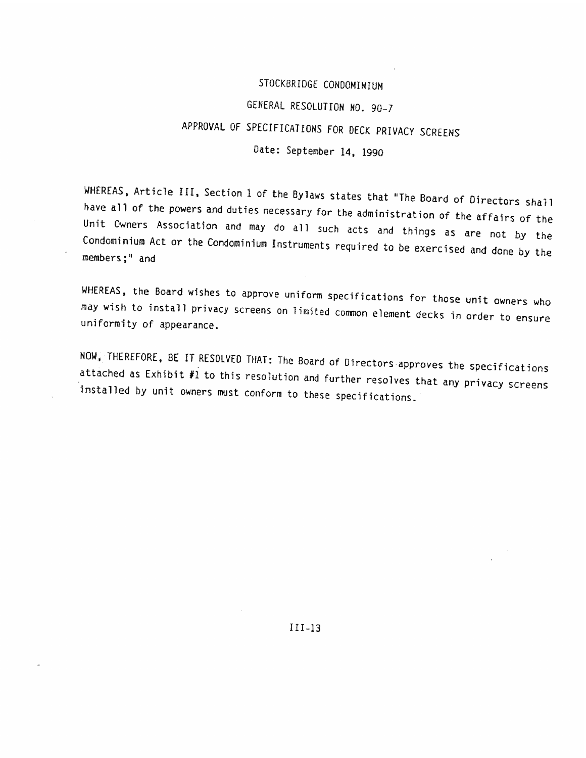# STOCKBRIDGE CONDOMINIUM

## GENERAL RESOLUTION NO. 90-7

## APPROVAL OF SPECIFICATIONS FOR DECK PRIVACY SCREENS

Date: September 14, 1990

WHEREAS, Article III, Section 1 of the Bylaws states that "The Board of Directors shall have all of the powers and duties necessary for the administration of the affairs of the Unit Owners Association and may do all such acts and things as are not by the Condominium Act or the Condominium Instruments required to be exercised and done by the members;" and

WHEREAS, the Board wishes to approve uniform specifications for those unit owners who may wish to install privacy screens on limited common element decks in order to ensure uniformity of appearance.

NOW, THEREFORE, BE IT RESOLVED THAT: The Board of Directors approves the specifications attached as Exhibit #1 to this resolution and further resolves that any privacy screens installed by unit owners must conform to these specifications.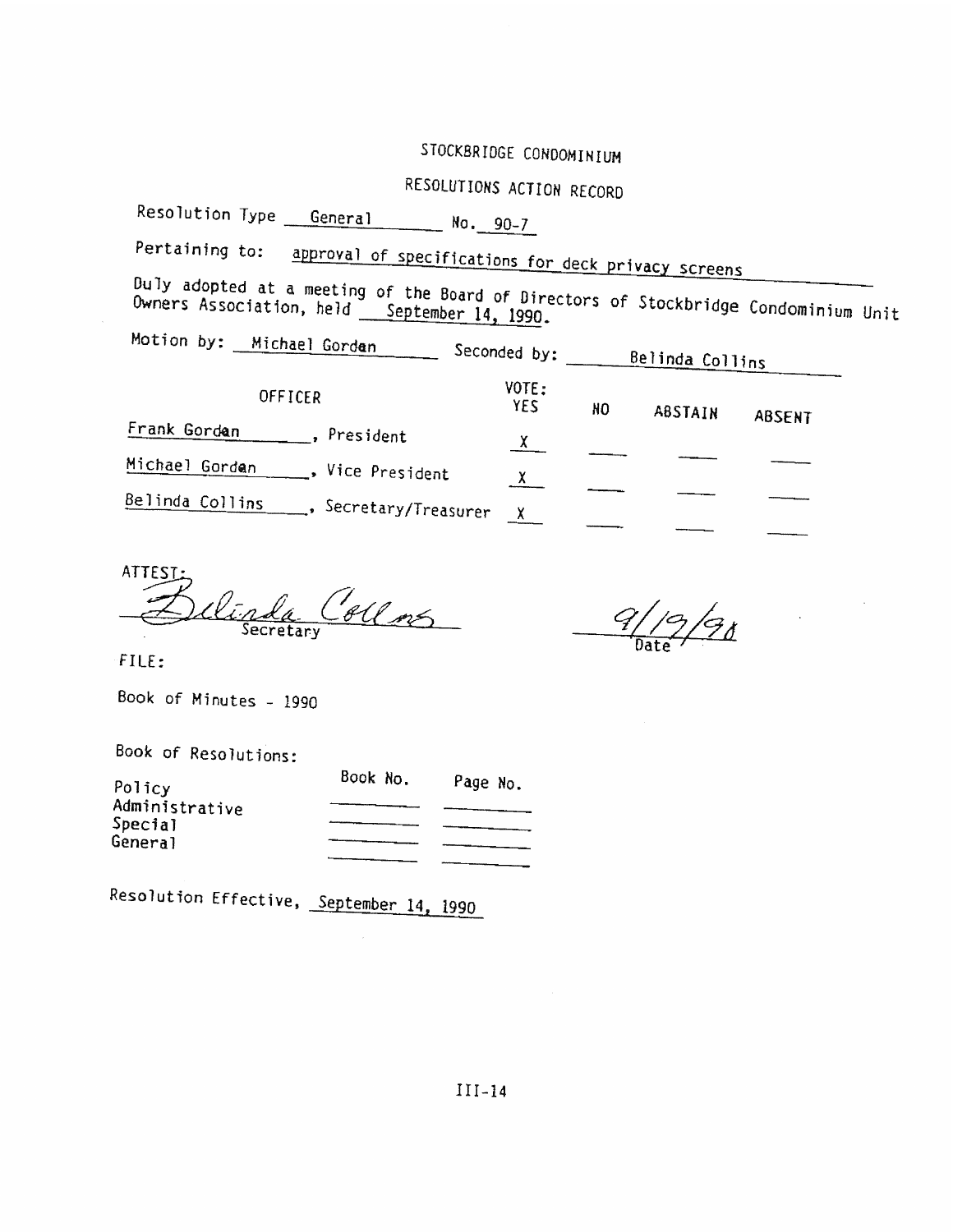STOCKBRIDGE CONDOMINIUM

RESOLUTIONS ACTION RECORD

Resolution Type General No. 90-7

Pertaining to: approval of specifications for deck privacy screens

Duly adopted at a meeting of the Board of Directors of Stockbridge Condominium Unit Owners Association, held September 14, 1990.

Motion by: Michael Gordan Seconded by: Belinda Collins

| OFFICER | VOTE: YES | NO | ABSTAIN | ABSENT |
|---|---|---|---|---|
| Frank Gordan, President | X | | | |
| Michael Gordan, Vice President | X | | | |
| Belinda Collins, Secretary/Treasurer | X | | | |

ATTEST: Belinda Collins
Secretary

9/19/90
Date

FILE:

Book of Minutes - 1990

Book of Resolutions:

| | Book No. | Page No. |
|---|---|---|
| Policy | | |
| Administrative | | |
| Special | | |
| General | | |

Resolution Effective, September 14, 1990